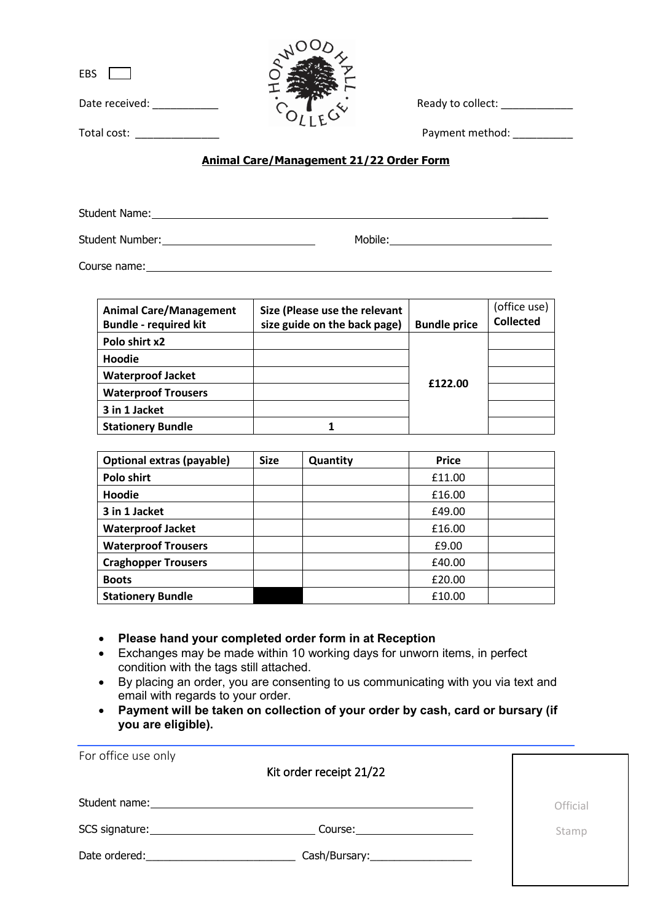EBS ☐

Date received: ___________

Total cost: ______________

HOPWOOD HALL COLLEGE

Ready to collect: ____________

Payment method: __________

## Animal Care/Management 21/22 Order Form

Student Name: ______________________________________________

Student Number: ____________________ Mobile: ____________________

Course name: ______________________________________________

| Animal Care/Management Bundle - required kit | Size (Please use the relevant size guide on the back page) | Bundle price | (office use) Collected |
|---|---|---|---|
| Polo shirt x2 | | £122.00 | |
| Hoodie | | | |
| Waterproof Jacket | | | |
| Waterproof Trousers | | | |
| 3 in 1 Jacket | | | |
| Stationery Bundle | 1 | | |

| Optional extras (payable) | Size | Quantity | Price | |
|---|---|---|---|---|
| Polo shirt | | | £11.00 | |
| Hoodie | | | £16.00 | |
| 3 in 1 Jacket | | | £49.00 | |
| Waterproof Jacket | | | £16.00 | |
| Waterproof Trousers | | | £9.00 | |
| Craghopper Trousers | | | £40.00 | |
| Boots | | | £20.00 | |
| Stationery Bundle | | | £10.00 | |

- **Please hand your completed order form in at Reception**
- Exchanges may be made within 10 working days for unworn items, in perfect condition with the tags still attached.
- By placing an order, you are consenting to us communicating with you via text and email with regards to your order.
- **Payment will be taken on collection of your order by cash, card or bursary (if you are eligible).**

---

For office use only

Kit order receipt 21/22

Student name: ______________________________________________

SCS signature: ____________________ Course: ____________________

Date ordered: ____________________ Cash/Bursary: ________________

Official Stamp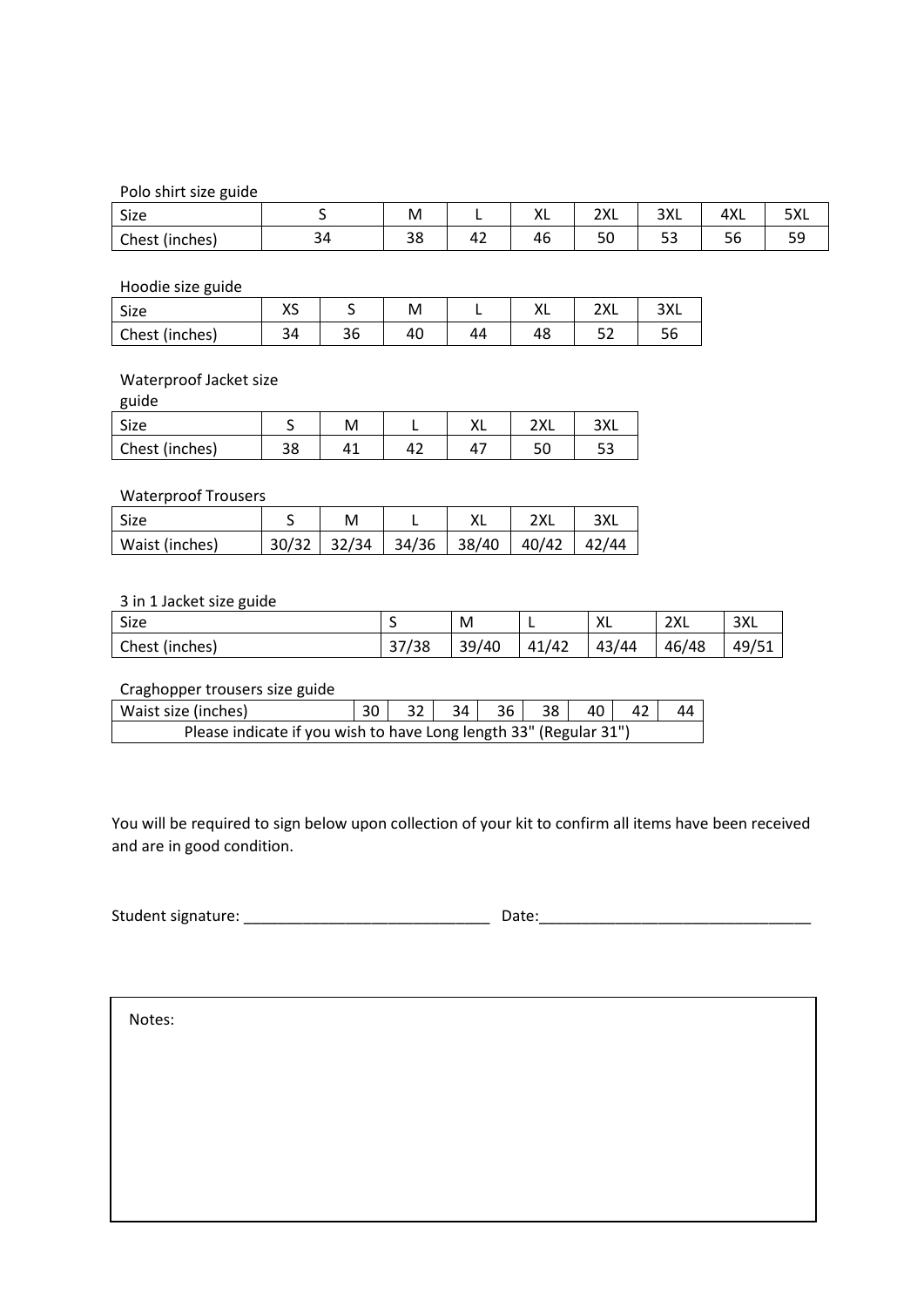Polo shirt size guide

| Size | S | M | L | XL | 2XL | 3XL | 4XL | 5XL |
|---|---|---|---|---|---|---|---|---|
| Chest (inches) | 34 | 38 | 42 | 46 | 50 | 53 | 56 | 59 |

Hoodie size guide

| Size | XS | S | M | L | XL | 2XL | 3XL |
|---|---|---|---|---|---|---|---|
| Chest (inches) | 34 | 36 | 40 | 44 | 48 | 52 | 56 |

Waterproof Jacket size guide

| Size | S | M | L | XL | 2XL | 3XL |
|---|---|---|---|---|---|---|
| Chest (inches) | 38 | 41 | 42 | 47 | 50 | 53 |

Waterproof Trousers

| Size | S | M | L | XL | 2XL | 3XL |
|---|---|---|---|---|---|---|
| Waist (inches) | 30/32 | 32/34 | 34/36 | 38/40 | 40/42 | 42/44 |

3 in 1 Jacket size guide

| Size | S | M | L | XL | 2XL | 3XL |
|---|---|---|---|---|---|---|
| Chest (inches) | 37/38 | 39/40 | 41/42 | 43/44 | 46/48 | 49/51 |

Craghopper trousers size guide

| Waist size (inches) | 30 | 32 | 34 | 36 | 38 | 40 | 42 | 44 |
|---|---|---|---|---|---|---|---|---|
| Please indicate if you wish to have Long length 33" (Regular 31") | | | | | | | | |

You will be required to sign below upon collection of your kit to confirm all items have been received and are in good condition.

Student signature: ______________________________ Date:________________________________

Notes: